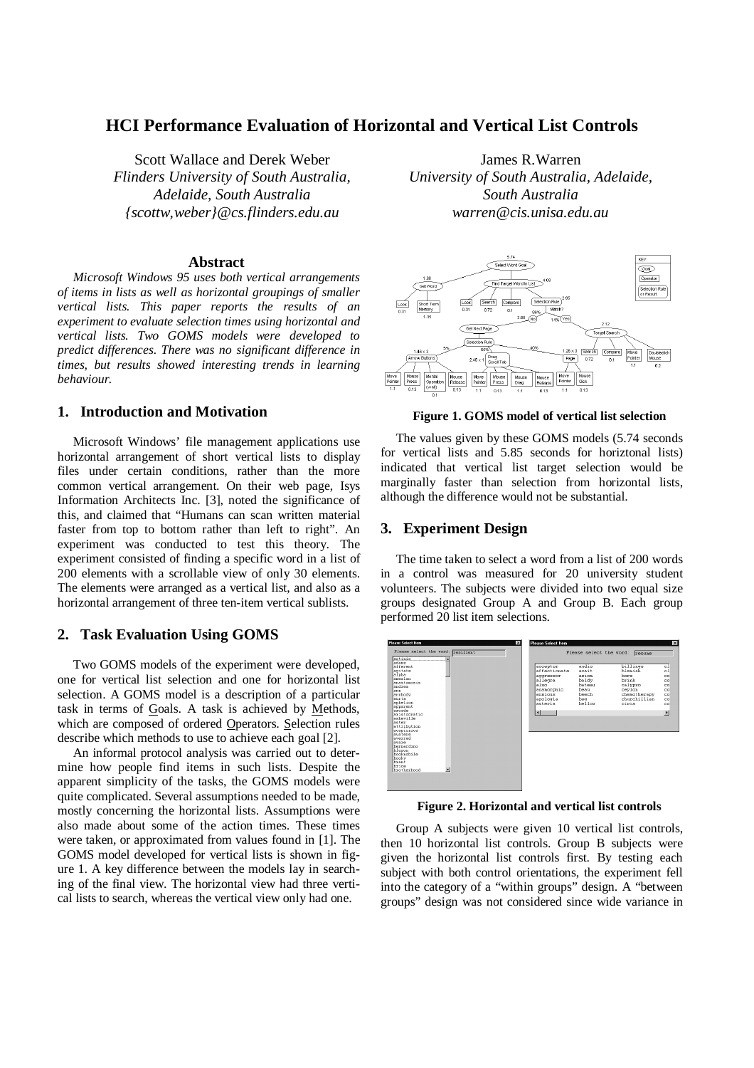# HCI Performance Evaluation of Horizontal and Vertical List Controls

Scott Wallace and Derek Weber
*Flinders University of South Australia, Adelaide, South Australia*
*{scottw,weber}@cs.flinders.edu.au*

James R.Warren
*University of South Australia, Adelaide, South Australia*
*warren@cis.unisa.edu.au*

## Abstract

*Microsoft Windows 95 uses both vertical arrangements of items in lists as well as horizontal groupings of smaller vertical lists. This paper reports the results of an experiment to evaluate selection times using horizontal and vertical lists. Two GOMS models were developed to predict differences. There was no significant difference in times, but results showed interesting trends in learning behaviour.*

## 1. Introduction and Motivation

Microsoft Windows' file management applications use horizontal arrangement of short vertical lists to display files under certain conditions, rather than the more common vertical arrangement. On their web page, Isys Information Architects Inc. [3], noted the significance of this, and claimed that "Humans can scan written material faster from top to bottom rather than left to right". An experiment was conducted to test this theory. The experiment consisted of finding a specific word in a list of 200 elements with a scrollable view of only 30 elements. The elements were arranged as a vertical list, and also as a horizontal arrangement of three ten-item vertical sublists.

## 2. Task Evaluation Using GOMS

Two GOMS models of the experiment were developed, one for vertical list selection and one for horizontal list selection. A GOMS model is a description of a particular task in terms of Goals. A task is achieved by Methods, which are composed of ordered Operators. Selection rules describe which methods to use to achieve each goal [2].

An informal protocol analysis was carried out to determine how people find items in such lists. Despite the apparent simplicity of the tasks, the GOMS models were quite complicated. Several assumptions needed to be made, mostly concerning the horizontal lists. Assumptions were also made about some of the action times. These times were taken, or approximated from values found in [1]. The GOMS model developed for vertical lists is shown in figure 1. A key difference between the models lay in searching of the final view. The horizontal view had three vertical lists to search, whereas the vertical view only had one.

**Figure 1. GOMS model of vertical list selection**

The values given by these GOMS models (5.74 seconds for vertical lists and 5.85 seconds for horiztonal lists) indicated that vertical list target selection would be marginally faster than selection from horizontal lists, although the difference would not be substantial.

## 3. Experiment Design

The time taken to select a word from a list of 200 words in a control was measured for 20 university student volunteers. The subjects were divided into two equal size groups designated Group A and Group B. Each group performed 20 list item selections.

**Figure 2. Horizontal and vertical list controls**

Group A subjects were given 10 vertical list controls, then 10 horizontal list controls. Group B subjects were given the horizontal list controls first. By testing each subject with both control orientations, the experiment fell into the category of a "within groups" design. A "between groups" design was not considered since wide variance in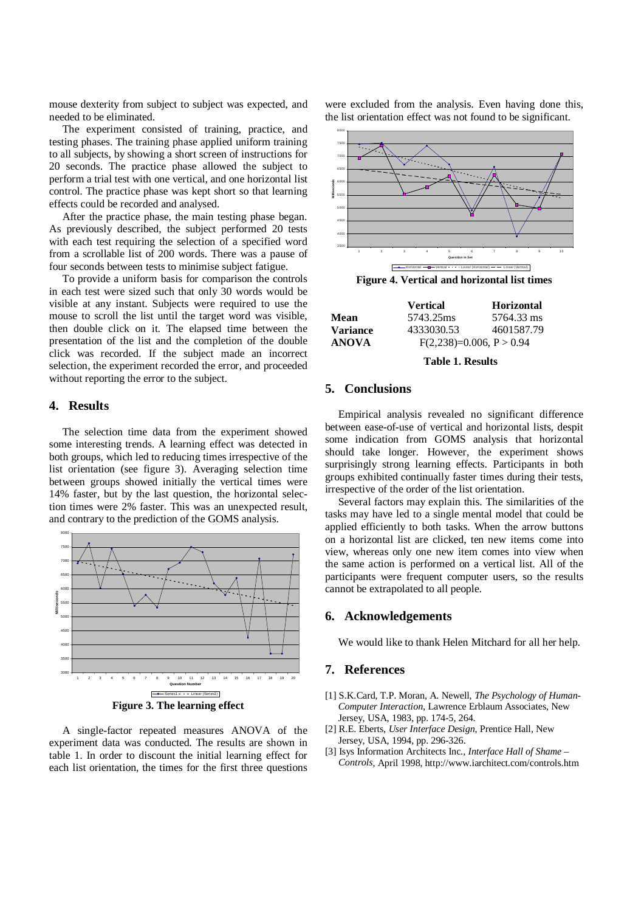mouse dexterity from subject to subject was expected, and needed to be eliminated.

The experiment consisted of training, practice, and testing phases. The training phase applied uniform training to all subjects, by showing a short screen of instructions for 20 seconds. The practice phase allowed the subject to perform a trial test with one vertical, and one horizontal list control. The practice phase was kept short so that learning effects could be recorded and analysed.

After the practice phase, the main testing phase began. As previously described, the subject performed 20 tests with each test requiring the selection of a specified word from a scrollable list of 200 words. There was a pause of four seconds between tests to minimise subject fatigue.

To provide a uniform basis for comparison the controls in each test were sized such that only 30 words would be visible at any instant. Subjects were required to use the mouse to scroll the list until the target word was visible, then double click on it. The elapsed time between the presentation of the list and the completion of the double click was recorded. If the subject made an incorrect selection, the experiment recorded the error, and proceeded without reporting the error to the subject.

## 4. Results

The selection time data from the experiment showed some interesting trends. A learning effect was detected in both groups, which led to reducing times irrespective of the list orientation (see figure 3). Averaging selection time between groups showed initially the vertical times were 14% faster, but by the last question, the horizontal selection times were 2% faster. This was an unexpected result, and contrary to the prediction of the GOMS analysis.

Milliseconds
8000
7500
7000
6500
6000
5500
5000
4500
4000
3500
3000
1 2 3 4 5 6 7 8 9 10 11 12 13 14 15 16 17 18 19 20
Question Number
Series1 Linear (Series1)

**Figure 3. The learning effect**

A single-factor repeated measures ANOVA of the experiment data was conducted. The results are shown in table 1. In order to discount the initial learning effect for each list orientation, the times for the first three questions were excluded from the analysis. Even having done this, the list orientation effect was not found to be significant.

Milliseconds
8000
7500
7000
6500
6000
5500
5000
4500
4000
3500
1 2 3 4 5 6 7 8 9 10
Question in Set
Horizontal Vertical Linear (Horizontal) Linear (Vertical)

**Figure 4. Vertical and horizontal list times**

| | Vertical | Horizontal |
|---|---|---|
| **Mean** | 5743.25ms | 5764.33 ms |
| **Variance** | 4333030.53 | 4601587.79 |
| **ANOVA** | $F(2,238)=0.006$, $P > 0.94$ | |

**Table 1. Results**

## 5. Conclusions

Empirical analysis revealed no significant difference between ease-of-use of vertical and horizontal lists, despit some indication from GOMS analysis that horizontal should take longer. However, the experiment shows surprisingly strong learning effects. Participants in both groups exhibited continually faster times during their tests, irrespective of the order of the list orientation.

Several factors may explain this. The similarities of the tasks may have led to a single mental model that could be applied efficiently to both tasks. When the arrow buttons on a horizontal list are clicked, ten new items come into view, whereas only one new item comes into view when the same action is performed on a vertical list. All of the participants were frequent computer users, so the results cannot be extrapolated to all people.

## 6. Acknowledgements

We would like to thank Helen Mitchard for all her help.

## 7. References

[1] S.K.Card, T.P. Moran, A. Newell, *The Psychology of Human-Computer Interaction*, Lawrence Erblaum Associates, New Jersey, USA, 1983, pp. 174-5, 264.

[2] R.E. Eberts, *User Interface Design*, Prentice Hall, New Jersey, USA, 1994, pp. 296-326.

[3] Isys Information Architects Inc., *Interface Hall of Shame – Controls*, April 1998, http://www.iarchitect.com/controls.htm